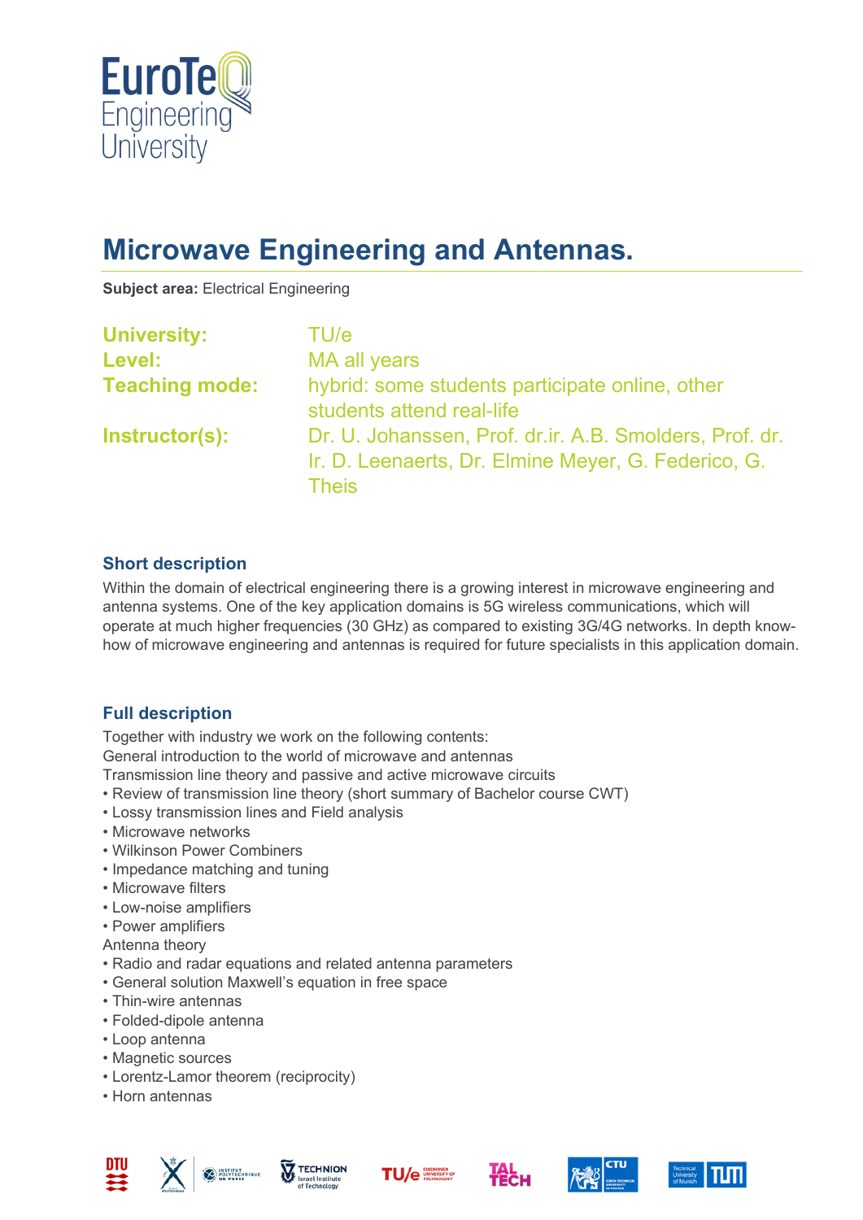# Microwave Engineering and Antennas.

**Subject area:** Electrical Engineering

**University:** TU/e
**Level:** MA all years
**Teaching mode:** hybrid: some students participate online, other students attend real-life
**Instructor(s):** Dr. U. Johanssen, Prof. dr.ir. A.B. Smolders, Prof. dr. Ir. D. Leenaerts, Dr. Elmine Meyer, G. Federico, G. Theis

## Short description

Within the domain of electrical engineering there is a growing interest in microwave engineering and antenna systems. One of the key application domains is 5G wireless communications, which will operate at much higher frequencies (30 GHz) as compared to existing 3G/4G networks. In depth know-how of microwave engineering and antennas is required for future specialists in this application domain.

## Full description

Together with industry we work on the following contents:
General introduction to the world of microwave and antennas
Transmission line theory and passive and active microwave circuits
- Review of transmission line theory (short summary of Bachelor course CWT)
- Lossy transmission lines and Field analysis
- Microwave networks
- Wilkinson Power Combiners
- Impedance matching and tuning
- Microwave filters
- Low-noise amplifiers
- Power amplifiers

Antenna theory
- Radio and radar equations and related antenna parameters
- General solution Maxwell's equation in free space
- Thin-wire antennas
- Folded-dipole antenna
- Loop antenna
- Magnetic sources
- Lorentz-Lamor theorem (reciprocity)
- Horn antennas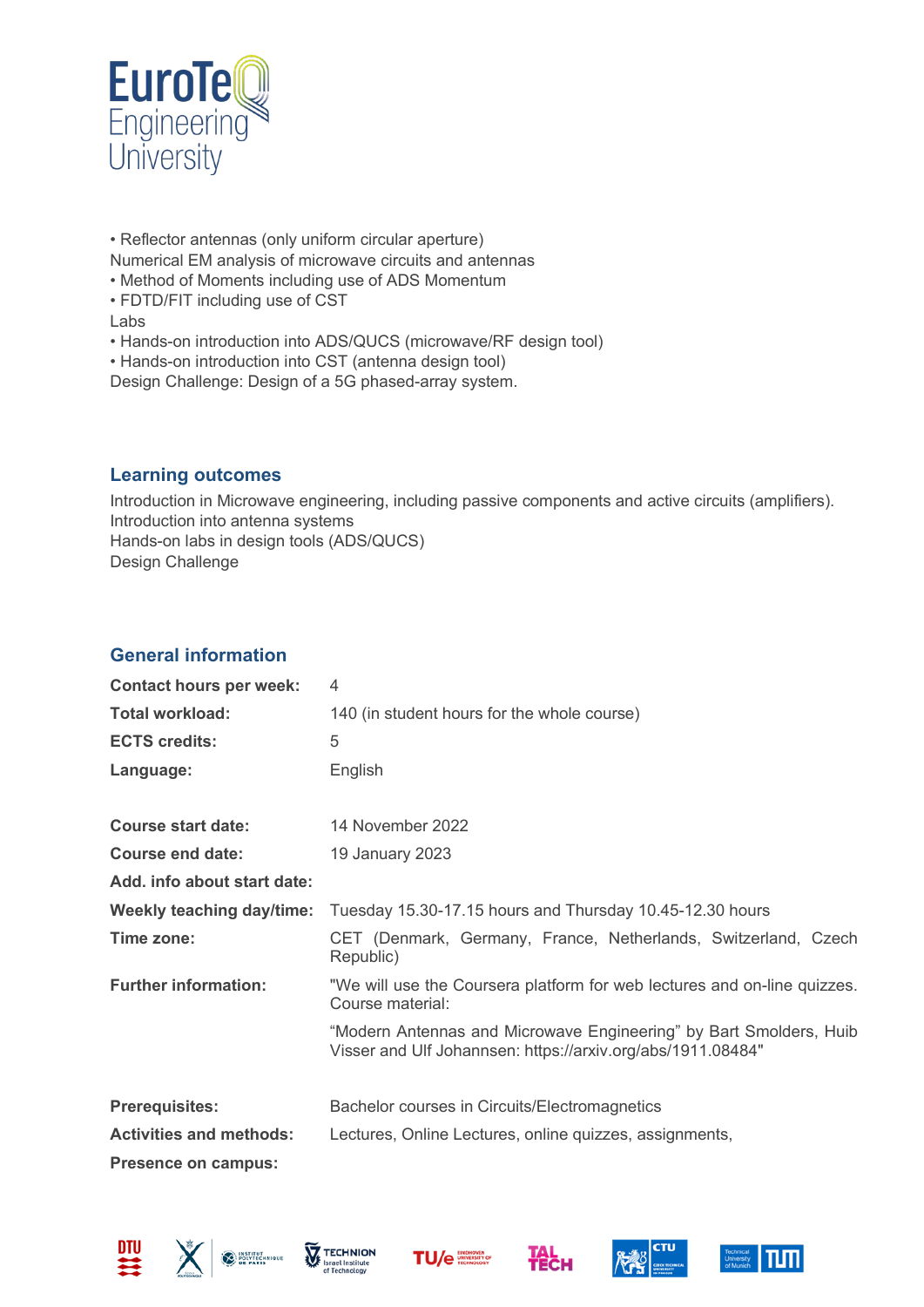• Reflector antennas (only uniform circular aperture)
Numerical EM analysis of microwave circuits and antennas
• Method of Moments including use of ADS Momentum
• FDTD/FIT including use of CST
Labs
• Hands-on introduction into ADS/QUCS (microwave/RF design tool)
• Hands-on introduction into CST (antenna design tool)
Design Challenge: Design of a 5G phased-array system.

## Learning outcomes

Introduction in Microwave engineering, including passive components and active circuits (amplifiers).
Introduction into antenna systems
Hands-on labs in design tools (ADS/QUCS)
Design Challenge

## General information

| | |
|---|---|
| **Contact hours per week:** | 4 |
| **Total workload:** | 140 (in student hours for the whole course) |
| **ECTS credits:** | 5 |
| **Language:** | English |
| **Course start date:** | 14 November 2022 |
| **Course end date:** | 19 January 2023 |
| **Add. info about start date:** | |
| **Weekly teaching day/time:** | Tuesday 15.30-17.15 hours and Thursday 10.45-12.30 hours |
| **Time zone:** | CET (Denmark, Germany, France, Netherlands, Switzerland, Czech Republic) |
| **Further information:** | "We will use the Coursera platform for web lectures and on-line quizzes. Course material: "Modern Antennas and Microwave Engineering" by Bart Smolders, Huib Visser and Ulf Johannsen: https://arxiv.org/abs/1911.08484" |
| **Prerequisites:** | Bachelor courses in Circuits/Electromagnetics |
| **Activities and methods:** | Lectures, Online Lectures, online quizzes, assignments, |
| **Presence on campus:** | |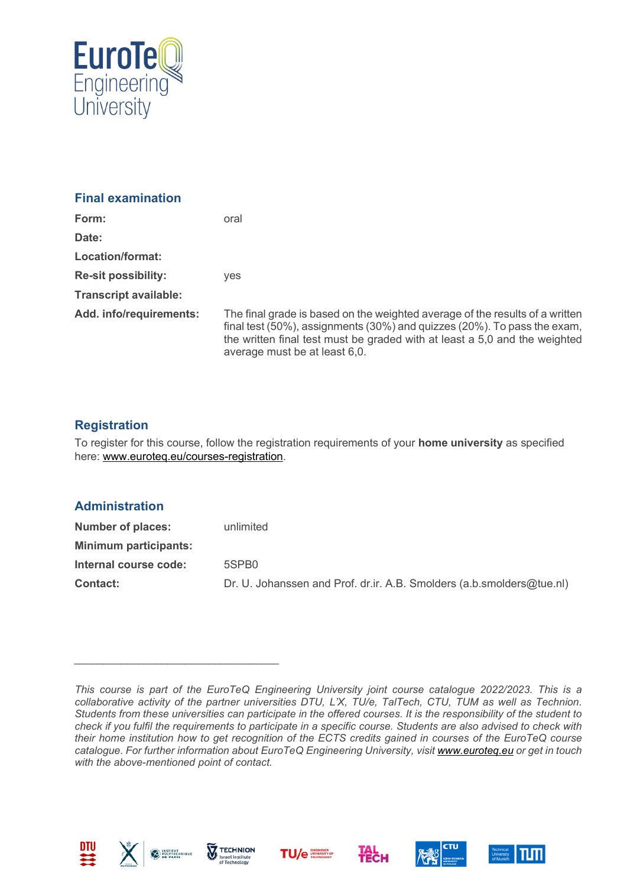## Final examination

| | |
|---|---|
| **Form:** | oral |
| **Date:** | |
| **Location/format:** | |
| **Re-sit possibility:** | yes |
| **Transcript available:** | |
| **Add. info/requirements:** | The final grade is based on the weighted average of the results of a written final test (50%), assignments (30%) and quizzes (20%). To pass the exam, the written final test must be graded with at least a 5,0 and the weighted average must be at least 6,0. |

## Registration

To register for this course, follow the registration requirements of your **home university** as specified here: www.euroteq.eu/courses-registration.

## Administration

| | |
|---|---|
| **Number of places:** | unlimited |
| **Minimum participants:** | |
| **Internal course code:** | 5SPB0 |
| **Contact:** | Dr. U. Johanssen and Prof. dr.ir. A.B. Smolders (a.b.smolders@tue.nl) |

---

*This course is part of the EuroTeQ Engineering University joint course catalogue 2022/2023. This is a collaborative activity of the partner universities DTU, L'X, TU/e, TalTech, CTU, TUM as well as Technion. Students from these universities can participate in the offered courses. It is the responsibility of the student to check if you fulfil the requirements to participate in a specific course. Students are also advised to check with their home institution how to get recognition of the ECTS credits gained in courses of the EuroTeQ course catalogue. For further information about EuroTeQ Engineering University, visit www.euroteq.eu or get in touch with the above-mentioned point of contact.*